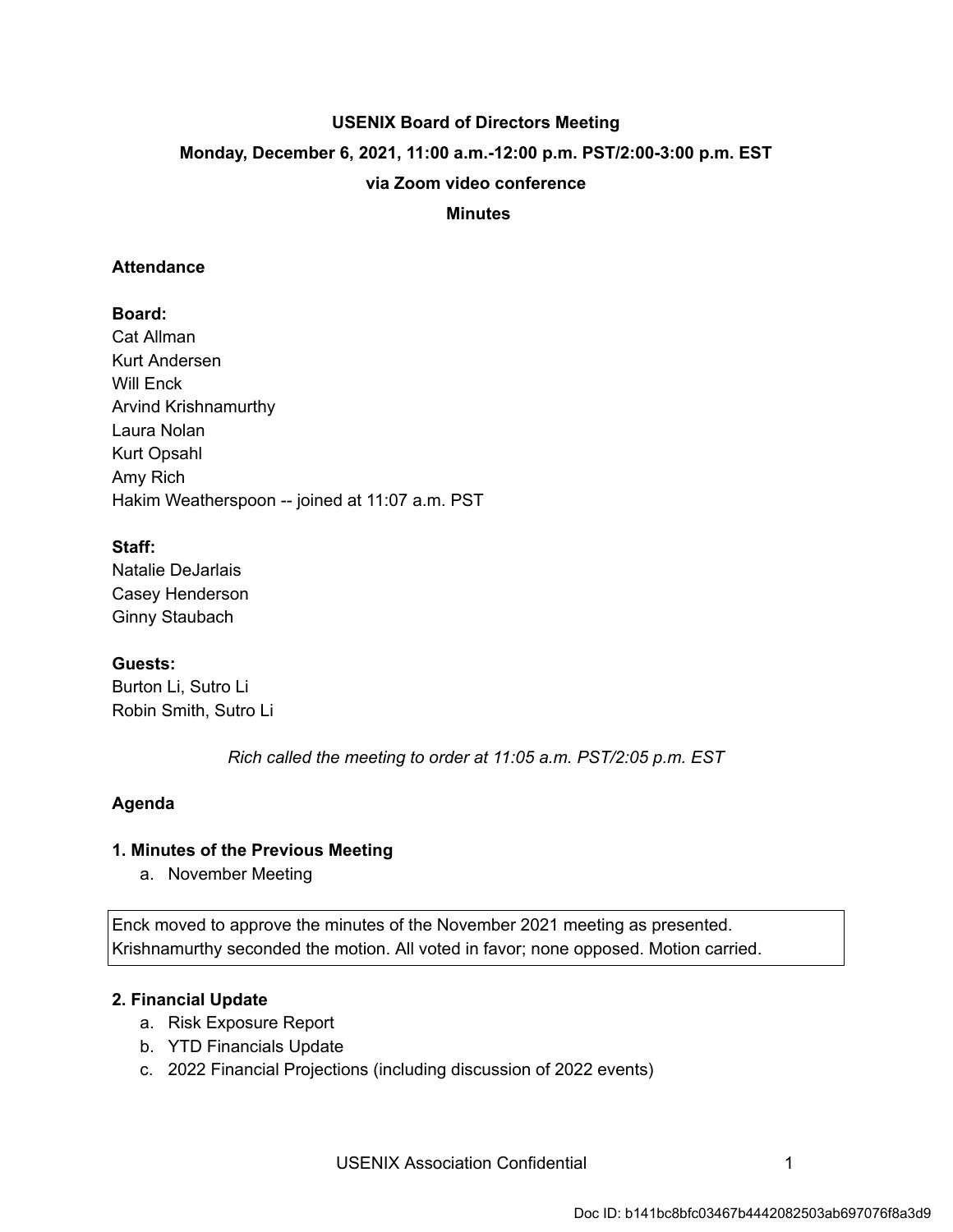# USENIX Board of Directors Meeting

**Monday, December 6, 2021, 11:00 a.m.-12:00 p.m. PST/2:00-3:00 p.m. EST**

**via Zoom video conference**

**Minutes**

## Attendance

**Board:**
Cat Allman
Kurt Andersen
Will Enck
Arvind Krishnamurthy
Laura Nolan
Kurt Opsahl
Amy Rich
Hakim Weatherspoon -- joined at 11:07 a.m. PST

**Staff:**
Natalie DeJarlais
Casey Henderson
Ginny Staubach

**Guests:**
Burton Li, Sutro Li
Robin Smith, Sutro Li

*Rich called the meeting to order at 11:05 a.m. PST/2:05 p.m. EST*

## Agenda

### 1. Minutes of the Previous Meeting

a. November Meeting

Enck moved to approve the minutes of the November 2021 meeting as presented. Krishnamurthy seconded the motion. All voted in favor; none opposed. Motion carried.

### 2. Financial Update

a. Risk Exposure Report
b. YTD Financials Update
c. 2022 Financial Projections (including discussion of 2022 events)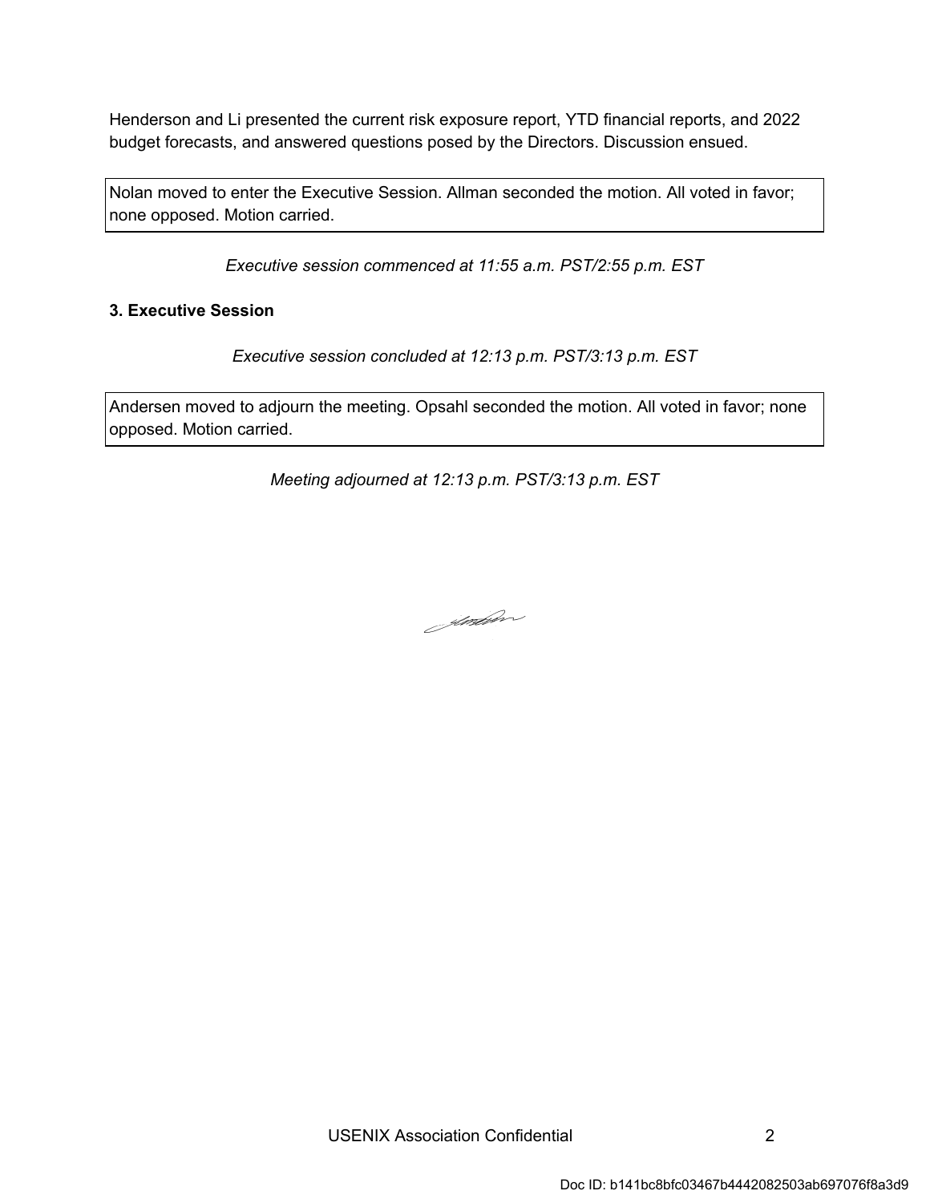Henderson and Li presented the current risk exposure report, YTD financial reports, and 2022 budget forecasts, and answered questions posed by the Directors. Discussion ensued.

> Nolan moved to enter the Executive Session. Allman seconded the motion. All voted in favor; none opposed. Motion carried.

*Executive session commenced at 11:55 a.m. PST/2:55 p.m. EST*

**3. Executive Session**

*Executive session concluded at 12:13 p.m. PST/3:13 p.m. EST*

> Andersen moved to adjourn the meeting. Opsahl seconded the motion. All voted in favor; none opposed. Motion carried.

*Meeting adjourned at 12:13 p.m. PST/3:13 p.m. EST*

USENIX Association Confidential

Doc ID: b141bc8bfc03467b4442082503ab697076f8a3d9